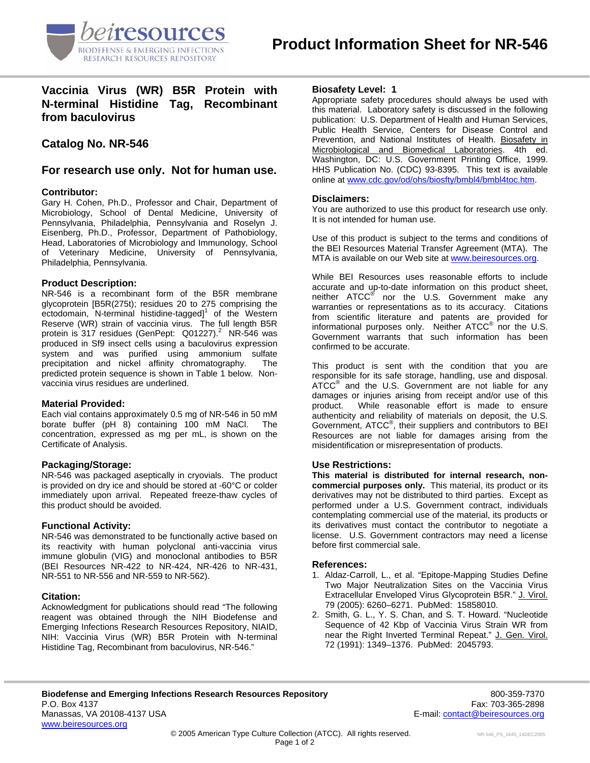# Product Information Sheet for NR-546

## Vaccinia Virus (WR) B5R Protein with N-terminal Histidine Tag, Recombinant from baculovirus

## Catalog No. NR-546

## For research use only. Not for human use.

### Contributor:

Gary H. Cohen, Ph.D., Professor and Chair, Department of Microbiology, School of Dental Medicine, University of Pennsylvania, Philadelphia, Pennsylvania and Roselyn J. Eisenberg, Ph.D., Professor, Department of Pathobiology, Head, Laboratories of Microbiology and Immunology, School of Veterinary Medicine, University of Pennsylvania, Philadelphia, Pennsylvania.

### Product Description:

NR-546 is a recombinant form of the B5R membrane glycoprotein [B5R(275t); residues 20 to 275 comprising the ectodomain, N-terminal histidine-tagged][1] of the Western Reserve (WR) strain of vaccinia virus. The full length B5R protein is 317 residues (GenPept: Q01227).[2] NR-546 was produced in Sf9 insect cells using a baculovirus expression system and was purified using ammonium sulfate precipitation and nickel affinity chromatography. The predicted protein sequence is shown in Table 1 below. Non-vaccinia virus residues are underlined.

### Material Provided:

Each vial contains approximately 0.5 mg of NR-546 in 50 mM borate buffer (pH 8) containing 100 mM NaCl. The concentration, expressed as mg per mL, is shown on the Certificate of Analysis.

### Packaging/Storage:

NR-546 was packaged aseptically in cryovials. The product is provided on dry ice and should be stored at -60°C or colder immediately upon arrival. Repeated freeze-thaw cycles of this product should be avoided.

### Functional Activity:

NR-546 was demonstrated to be functionally active based on its reactivity with human polyclonal anti-vaccinia virus immune globulin (VIG) and monoclonal antibodies to B5R (BEI Resources NR-422 to NR-424, NR-426 to NR-431, NR-551 to NR-556 and NR-559 to NR-562).

### Citation:

Acknowledgment for publications should read "The following reagent was obtained through the NIH Biodefense and Emerging Infections Research Resources Repository, NIAID, NIH: Vaccinia Virus (WR) B5R Protein with N-terminal Histidine Tag, Recombinant from baculovirus, NR-546."

### Biosafety Level: 1

Appropriate safety procedures should always be used with this material. Laboratory safety is discussed in the following publication: U.S. Department of Health and Human Services, Public Health Service, Centers for Disease Control and Prevention, and National Institutes of Health. Biosafety in Microbiological and Biomedical Laboratories. 4th ed. Washington, DC: U.S. Government Printing Office, 1999. HHS Publication No. (CDC) 93-8395. This text is available online at www.cdc.gov/od/ohs/biosfty/bmbl4/bmbl4toc.htm.

### Disclaimers:

You are authorized to use this product for research use only. It is not intended for human use.

Use of this product is subject to the terms and conditions of the BEI Resources Material Transfer Agreement (MTA). The MTA is available on our Web site at www.beiresources.org.

While BEI Resources uses reasonable efforts to include accurate and up-to-date information on this product sheet, neither ATCC® nor the U.S. Government make any warranties or representations as to its accuracy. Citations from scientific literature and patents are provided for informational purposes only. Neither ATCC® nor the U.S. Government warrants that such information has been confirmed to be accurate.

This product is sent with the condition that you are responsible for its safe storage, handling, use and disposal. ATCC® and the U.S. Government are not liable for any damages or injuries arising from receipt and/or use of this product. While reasonable effort is made to ensure authenticity and reliability of materials on deposit, the U.S. Government, ATCC®, their suppliers and contributors to BEI Resources are not liable for damages arising from the misidentification or misrepresentation of products.

### Use Restrictions:

**This material is distributed for internal research, non-commercial purposes only.** This material, its product or its derivatives may not be distributed to third parties. Except as performed under a U.S. Government contract, individuals contemplating commercial use of the material, its products or its derivatives must contact the contributor to negotiate a license. U.S. Government contractors may need a license before first commercial sale.

### References:

1. Aldaz-Carroll, L., et al. "Epitope-Mapping Studies Define Two Major Neutralization Sites on the Vaccinia Virus Extracellular Enveloped Virus Glycoprotein B5R." J. Virol. 79 (2005): 6260–6271. PubMed: 15858010.
2. Smith, G. L., Y. S. Chan, and S. T. Howard. "Nucleotide Sequence of 42 Kbp of Vaccinia Virus Strain WR from near the Right Inverted Terminal Repeat." J. Gen. Virol. 72 (1991): 1349–1376. PubMed: 2045793.

**Biodefense and Emerging Infections Research Resources Repository**
P.O. Box 4137
Manassas, VA 20108-4137 USA
www.beiresources.org

800-359-7370
Fax: 703-365-2898
E-mail: contact@beiresources.org

© 2005 American Type Culture Collection (ATCC). All rights reserved.

NR-546_PS_1645_14DEC2005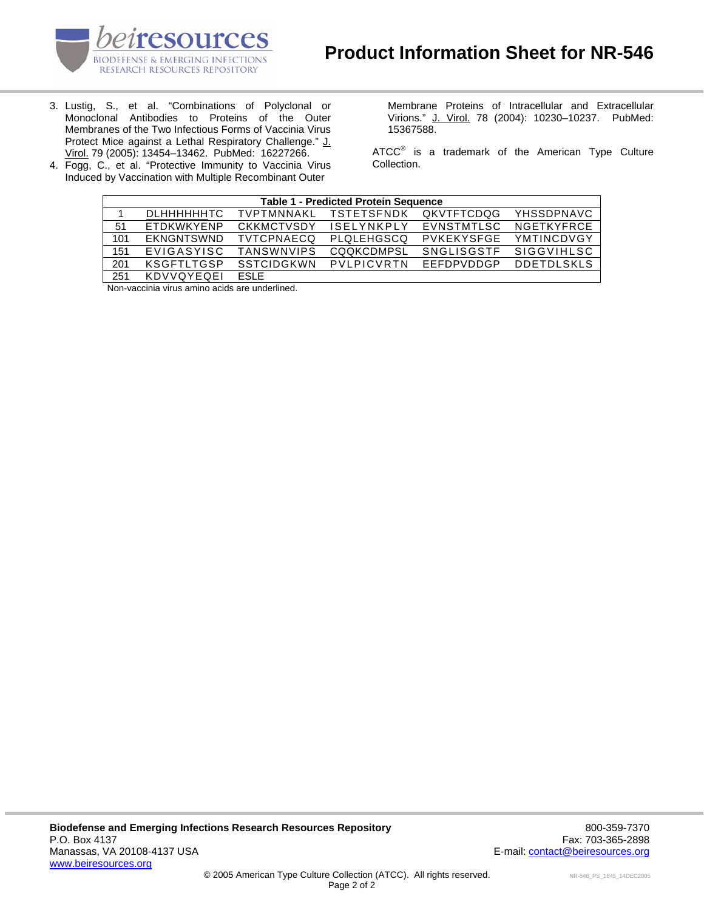3. Lustig, S., et al. "Combinations of Polyclonal or Monoclonal Antibodies to Proteins of the Outer Membranes of the Two Infectious Forms of Vaccinia Virus Protect Mice against a Lethal Respiratory Challenge." J. Virol. 79 (2005): 13454–13462. PubMed: 16227266.
4. Fogg, C., et al. "Protective Immunity to Vaccinia Virus Induced by Vaccination with Multiple Recombinant Outer Membrane Proteins of Intracellular and Extracellular Virions." J. Virol. 78 (2004): 10230–10237. PubMed: 15367588.

ATCC® is a trademark of the American Type Culture Collection.

**Table 1 - Predicted Protein Sequence**

| | | | | | |
|---|---|---|---|---|---|
| 1 | DLHHHHHHTC | TVPTMNNAKL | TSTETSFNDK | QKVTFTCDQG | YHSSDPNAVC |
| 51 | ETDKWKYENP | CKKMCTVSDY | ISELYNKPLY | EVNSTMTLSC | NGETKYFRCE |
| 101 | EKNGNTSWND | TVTCPNAECQ | PLQLEHGSCQ | PVKEKYSFGE | YMTINCDVGY |
| 151 | EVIGASYISC | TANSWNVIPS | CQQKCDMPSL | SNGLISGSTF | SIGGVIHLSC |
| 201 | KSGFTLTGSP | SSTCIDGKWN | PVLPICVRTN | EEFDPVDDGP | DDETDLSKLS |
| 251 | KDVVQYEQEI | ESLE | | | |

Non-vaccinia virus amino acids are underlined.

**Biodefense and Emerging Infections Research Resources Repository**
P.O. Box 4137
Manassas, VA 20108-4137 USA
www.beiresources.org

800-359-7370
Fax: 703-365-2898
E-mail: contact@beiresources.org

© 2005 American Type Culture Collection (ATCC). All rights reserved.

NR-546_PS_1645_14DEC2005